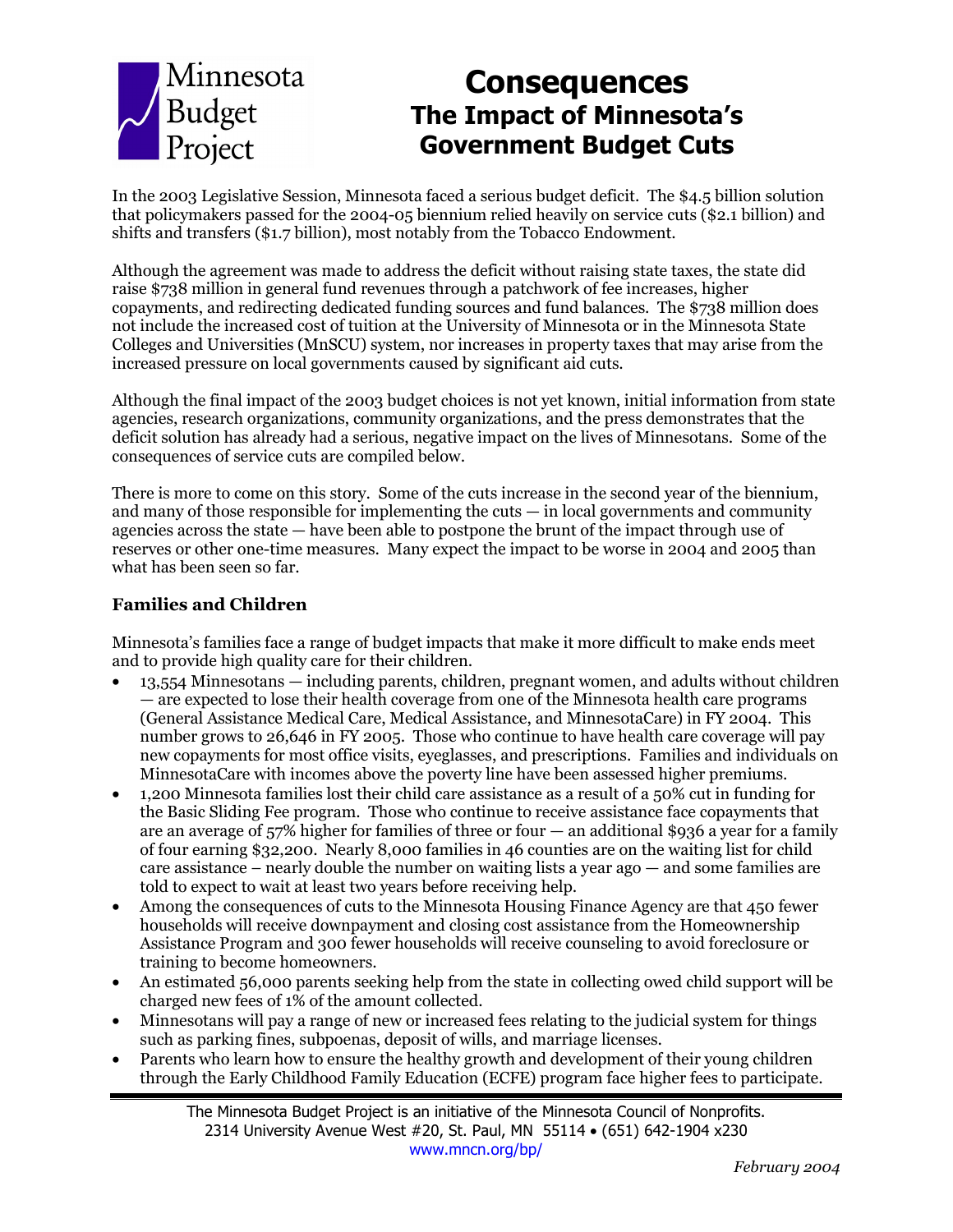Minnesota Budget Project

# Consequences
## The Impact of Minnesota's Government Budget Cuts

In the 2003 Legislative Session, Minnesota faced a serious budget deficit. The $4.5 billion solution that policymakers passed for the 2004-05 biennium relied heavily on service cuts ($2.1 billion) and shifts and transfers ($1.7 billion), most notably from the Tobacco Endowment.

Although the agreement was made to address the deficit without raising state taxes, the state did raise $738 million in general fund revenues through a patchwork of fee increases, higher copayments, and redirecting dedicated funding sources and fund balances. The $738 million does not include the increased cost of tuition at the University of Minnesota or in the Minnesota State Colleges and Universities (MnSCU) system, nor increases in property taxes that may arise from the increased pressure on local governments caused by significant aid cuts.

Although the final impact of the 2003 budget choices is not yet known, initial information from state agencies, research organizations, community organizations, and the press demonstrates that the deficit solution has already had a serious, negative impact on the lives of Minnesotans. Some of the consequences of service cuts are compiled below.

There is more to come on this story. Some of the cuts increase in the second year of the biennium, and many of those responsible for implementing the cuts — in local governments and community agencies across the state — have been able to postpone the brunt of the impact through use of reserves or other one-time measures. Many expect the impact to be worse in 2004 and 2005 than what has been seen so far.

### Families and Children

Minnesota's families face a range of budget impacts that make it more difficult to make ends meet and to provide high quality care for their children.

- 13,554 Minnesotans — including parents, children, pregnant women, and adults without children — are expected to lose their health coverage from one of the Minnesota health care programs (General Assistance Medical Care, Medical Assistance, and MinnesotaCare) in FY 2004. This number grows to 26,646 in FY 2005. Those who continue to have health care coverage will pay new copayments for most office visits, eyeglasses, and prescriptions. Families and individuals on MinnesotaCare with incomes above the poverty line have been assessed higher premiums.
- 1,200 Minnesota families lost their child care assistance as a result of a 50% cut in funding for the Basic Sliding Fee program. Those who continue to receive assistance face copayments that are an average of 57% higher for families of three or four — an additional $936 a year for a family of four earning $32,200. Nearly 8,000 families in 46 counties are on the waiting list for child care assistance – nearly double the number on waiting lists a year ago — and some families are told to expect to wait at least two years before receiving help.
- Among the consequences of cuts to the Minnesota Housing Finance Agency are that 450 fewer households will receive downpayment and closing cost assistance from the Homeownership Assistance Program and 300 fewer households will receive counseling to avoid foreclosure or training to become homeowners.
- An estimated 56,000 parents seeking help from the state in collecting owed child support will be charged new fees of 1% of the amount collected.
- Minnesotans will pay a range of new or increased fees relating to the judicial system for things such as parking fines, subpoenas, deposit of wills, and marriage licenses.
- Parents who learn how to ensure the healthy growth and development of their young children through the Early Childhood Family Education (ECFE) program face higher fees to participate.

The Minnesota Budget Project is an initiative of the Minnesota Council of Nonprofits.
2314 University Avenue West #20, St. Paul, MN 55114 • (651) 642-1904 x230
www.mncn.org/bp/

*February 2004*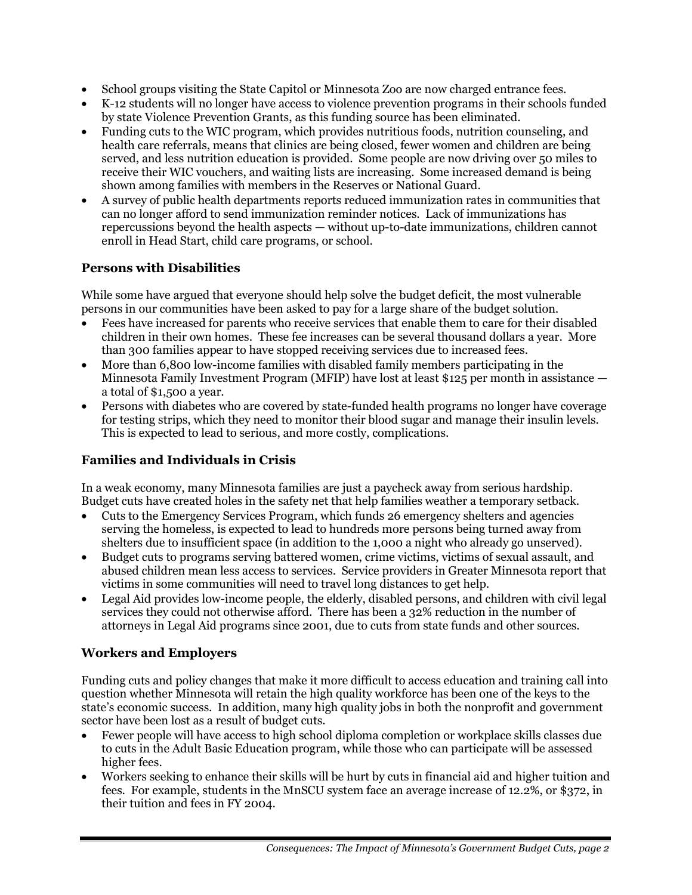- School groups visiting the State Capitol or Minnesota Zoo are now charged entrance fees.
- K-12 students will no longer have access to violence prevention programs in their schools funded by state Violence Prevention Grants, as this funding source has been eliminated.
- Funding cuts to the WIC program, which provides nutritious foods, nutrition counseling, and health care referrals, means that clinics are being closed, fewer women and children are being served, and less nutrition education is provided. Some people are now driving over 50 miles to receive their WIC vouchers, and waiting lists are increasing. Some increased demand is being shown among families with members in the Reserves or National Guard.
- A survey of public health departments reports reduced immunization rates in communities that can no longer afford to send immunization reminder notices. Lack of immunizations has repercussions beyond the health aspects — without up-to-date immunizations, children cannot enroll in Head Start, child care programs, or school.

## Persons with Disabilities

While some have argued that everyone should help solve the budget deficit, the most vulnerable persons in our communities have been asked to pay for a large share of the budget solution.

- Fees have increased for parents who receive services that enable them to care for their disabled children in their own homes. These fee increases can be several thousand dollars a year. More than 300 families appear to have stopped receiving services due to increased fees.
- More than 6,800 low-income families with disabled family members participating in the Minnesota Family Investment Program (MFIP) have lost at least $125 per month in assistance — a total of $1,500 a year.
- Persons with diabetes who are covered by state-funded health programs no longer have coverage for testing strips, which they need to monitor their blood sugar and manage their insulin levels. This is expected to lead to serious, and more costly, complications.

## Families and Individuals in Crisis

In a weak economy, many Minnesota families are just a paycheck away from serious hardship. Budget cuts have created holes in the safety net that help families weather a temporary setback.

- Cuts to the Emergency Services Program, which funds 26 emergency shelters and agencies serving the homeless, is expected to lead to hundreds more persons being turned away from shelters due to insufficient space (in addition to the 1,000 a night who already go unserved).
- Budget cuts to programs serving battered women, crime victims, victims of sexual assault, and abused children mean less access to services. Service providers in Greater Minnesota report that victims in some communities will need to travel long distances to get help.
- Legal Aid provides low-income people, the elderly, disabled persons, and children with civil legal services they could not otherwise afford. There has been a 32% reduction in the number of attorneys in Legal Aid programs since 2001, due to cuts from state funds and other sources.

## Workers and Employers

Funding cuts and policy changes that make it more difficult to access education and training call into question whether Minnesota will retain the high quality workforce has been one of the keys to the state's economic success. In addition, many high quality jobs in both the nonprofit and government sector have been lost as a result of budget cuts.

- Fewer people will have access to high school diploma completion or workplace skills classes due to cuts in the Adult Basic Education program, while those who can participate will be assessed higher fees.
- Workers seeking to enhance their skills will be hurt by cuts in financial aid and higher tuition and fees. For example, students in the MnSCU system face an average increase of 12.2%, or $372, in their tuition and fees in FY 2004.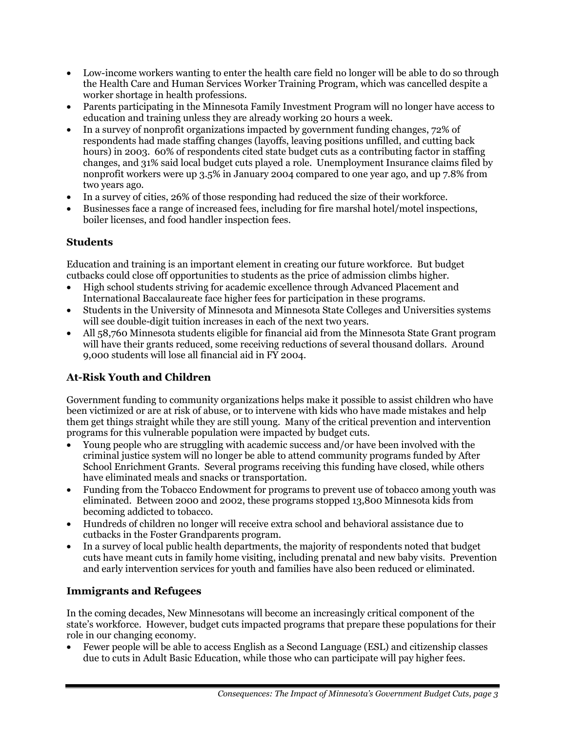- Low-income workers wanting to enter the health care field no longer will be able to do so through the Health Care and Human Services Worker Training Program, which was cancelled despite a worker shortage in health professions.
- Parents participating in the Minnesota Family Investment Program will no longer have access to education and training unless they are already working 20 hours a week.
- In a survey of nonprofit organizations impacted by government funding changes, 72% of respondents had made staffing changes (layoffs, leaving positions unfilled, and cutting back hours) in 2003. 60% of respondents cited state budget cuts as a contributing factor in staffing changes, and 31% said local budget cuts played a role. Unemployment Insurance claims filed by nonprofit workers were up 3.5% in January 2004 compared to one year ago, and up 7.8% from two years ago.
- In a survey of cities, 26% of those responding had reduced the size of their workforce.
- Businesses face a range of increased fees, including for fire marshal hotel/motel inspections, boiler licenses, and food handler inspection fees.

### Students

Education and training is an important element in creating our future workforce. But budget cutbacks could close off opportunities to students as the price of admission climbs higher.

- High school students striving for academic excellence through Advanced Placement and International Baccalaureate face higher fees for participation in these programs.
- Students in the University of Minnesota and Minnesota State Colleges and Universities systems will see double-digit tuition increases in each of the next two years.
- All 58,760 Minnesota students eligible for financial aid from the Minnesota State Grant program will have their grants reduced, some receiving reductions of several thousand dollars. Around 9,000 students will lose all financial aid in FY 2004.

### At-Risk Youth and Children

Government funding to community organizations helps make it possible to assist children who have been victimized or are at risk of abuse, or to intervene with kids who have made mistakes and help them get things straight while they are still young. Many of the critical prevention and intervention programs for this vulnerable population were impacted by budget cuts.

- Young people who are struggling with academic success and/or have been involved with the criminal justice system will no longer be able to attend community programs funded by After School Enrichment Grants. Several programs receiving this funding have closed, while others have eliminated meals and snacks or transportation.
- Funding from the Tobacco Endowment for programs to prevent use of tobacco among youth was eliminated. Between 2000 and 2002, these programs stopped 13,800 Minnesota kids from becoming addicted to tobacco.
- Hundreds of children no longer will receive extra school and behavioral assistance due to cutbacks in the Foster Grandparents program.
- In a survey of local public health departments, the majority of respondents noted that budget cuts have meant cuts in family home visiting, including prenatal and new baby visits. Prevention and early intervention services for youth and families have also been reduced or eliminated.

### Immigrants and Refugees

In the coming decades, New Minnesotans will become an increasingly critical component of the state's workforce. However, budget cuts impacted programs that prepare these populations for their role in our changing economy.

- Fewer people will be able to access English as a Second Language (ESL) and citizenship classes due to cuts in Adult Basic Education, while those who can participate will pay higher fees.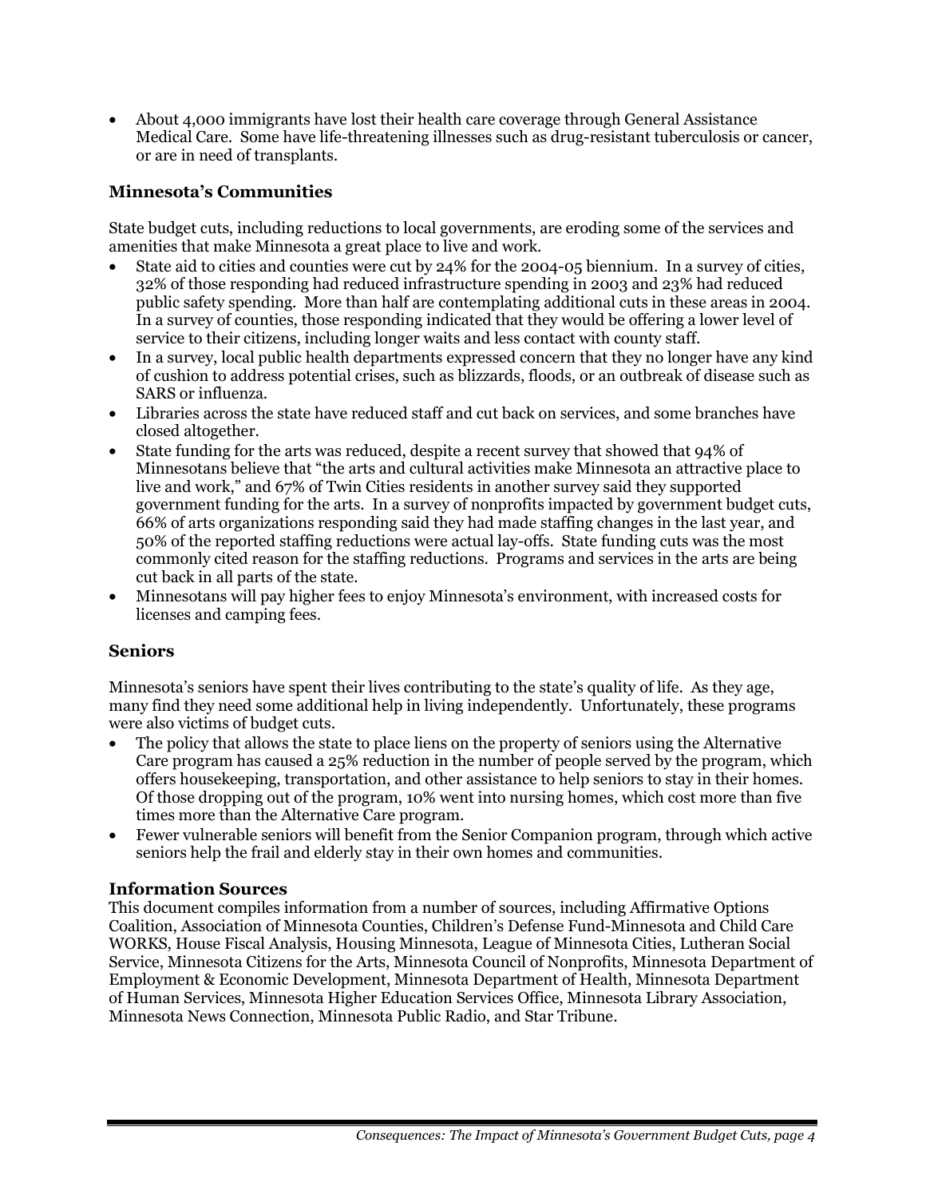- About 4,000 immigrants have lost their health care coverage through General Assistance Medical Care. Some have life-threatening illnesses such as drug-resistant tuberculosis or cancer, or are in need of transplants.

### Minnesota's Communities

State budget cuts, including reductions to local governments, are eroding some of the services and amenities that make Minnesota a great place to live and work.

- State aid to cities and counties were cut by 24% for the 2004-05 biennium. In a survey of cities, 32% of those responding had reduced infrastructure spending in 2003 and 23% had reduced public safety spending. More than half are contemplating additional cuts in these areas in 2004. In a survey of counties, those responding indicated that they would be offering a lower level of service to their citizens, including longer waits and less contact with county staff.
- In a survey, local public health departments expressed concern that they no longer have any kind of cushion to address potential crises, such as blizzards, floods, or an outbreak of disease such as SARS or influenza.
- Libraries across the state have reduced staff and cut back on services, and some branches have closed altogether.
- State funding for the arts was reduced, despite a recent survey that showed that 94% of Minnesotans believe that "the arts and cultural activities make Minnesota an attractive place to live and work," and 67% of Twin Cities residents in another survey said they supported government funding for the arts. In a survey of nonprofits impacted by government budget cuts, 66% of arts organizations responding said they had made staffing changes in the last year, and 50% of the reported staffing reductions were actual lay-offs. State funding cuts was the most commonly cited reason for the staffing reductions. Programs and services in the arts are being cut back in all parts of the state.
- Minnesotans will pay higher fees to enjoy Minnesota's environment, with increased costs for licenses and camping fees.

### Seniors

Minnesota's seniors have spent their lives contributing to the state's quality of life. As they age, many find they need some additional help in living independently. Unfortunately, these programs were also victims of budget cuts.

- The policy that allows the state to place liens on the property of seniors using the Alternative Care program has caused a 25% reduction in the number of people served by the program, which offers housekeeping, transportation, and other assistance to help seniors to stay in their homes. Of those dropping out of the program, 10% went into nursing homes, which cost more than five times more than the Alternative Care program.
- Fewer vulnerable seniors will benefit from the Senior Companion program, through which active seniors help the frail and elderly stay in their own homes and communities.

### Information Sources

This document compiles information from a number of sources, including Affirmative Options Coalition, Association of Minnesota Counties, Children's Defense Fund-Minnesota and Child Care WORKS, House Fiscal Analysis, Housing Minnesota, League of Minnesota Cities, Lutheran Social Service, Minnesota Citizens for the Arts, Minnesota Council of Nonprofits, Minnesota Department of Employment & Economic Development, Minnesota Department of Health, Minnesota Department of Human Services, Minnesota Higher Education Services Office, Minnesota Library Association, Minnesota News Connection, Minnesota Public Radio, and Star Tribune.